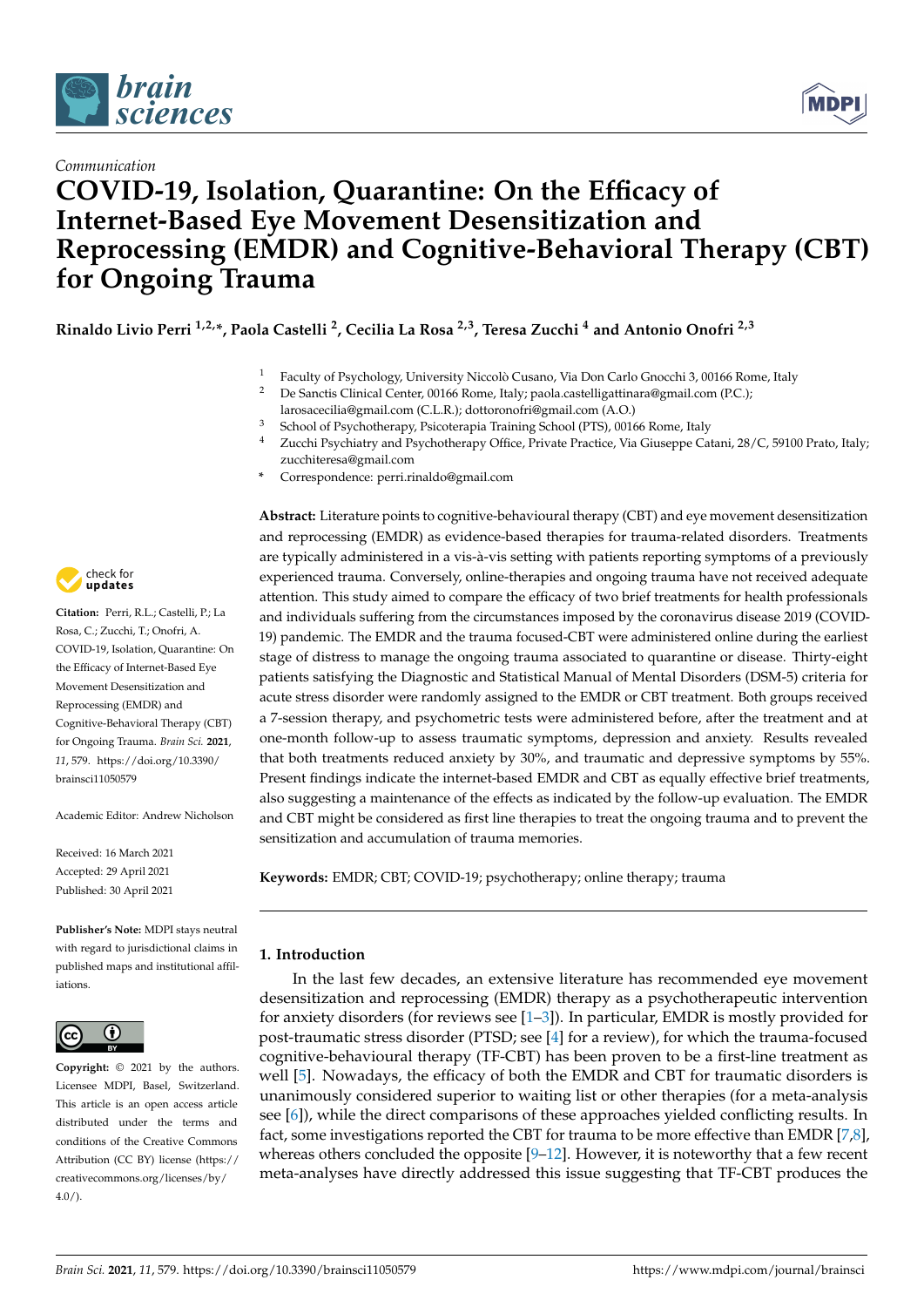*Communication*

# COVID-19, Isolation, Quarantine: On the Efficacy of Internet-Based Eye Movement Desensitization and Reprocessing (EMDR) and Cognitive-Behavioral Therapy (CBT) for Ongoing Trauma

**Rinaldo Livio Perri [1,2,*], Paola Castelli [2], Cecilia La Rosa [2,3], Teresa Zucchi [4] and Antonio Onofri [2,3]**

1 Faculty of Psychology, University Niccolò Cusano, Via Don Carlo Gnocchi 3, 00166 Rome, Italy
2 De Sanctis Clinical Center, 00166 Rome, Italy; paola.castelligattinara@gmail.com (P.C.); larosacecilia@gmail.com (C.L.R.); dottoronofri@gmail.com (A.O.)
3 School of Psychotherapy, Psicoterapia Training School (PTS), 00166 Rome, Italy
4 Zucchi Psychiatry and Psychotherapy Office, Private Practice, Via Giuseppe Catani, 28/C, 59100 Prato, Italy; zucchiteresa@gmail.com
* Correspondence: perri.rinaldo@gmail.com

**Abstract:** Literature points to cognitive-behavioural therapy (CBT) and eye movement desensitization and reprocessing (EMDR) as evidence-based therapies for trauma-related disorders. Treatments are typically administered in a vis-à-vis setting with patients reporting symptoms of a previously experienced trauma. Conversely, online-therapies and ongoing trauma have not received adequate attention. This study aimed to compare the efficacy of two brief treatments for health professionals and individuals suffering from the circumstances imposed by the coronavirus disease 2019 (COVID-19) pandemic. The EMDR and the trauma focused-CBT were administered online during the earliest stage of distress to manage the ongoing trauma associated to quarantine or disease. Thirty-eight patients satisfying the Diagnostic and Statistical Manual of Mental Disorders (DSM-5) criteria for acute stress disorder were randomly assigned to the EMDR or CBT treatment. Both groups received a 7-session therapy, and psychometric tests were administered before, after the treatment and at one-month follow-up to assess traumatic symptoms, depression and anxiety. Results revealed that both treatments reduced anxiety by 30%, and traumatic and depressive symptoms by 55%. Present findings indicate the internet-based EMDR and CBT as equally effective brief treatments, also suggesting a maintenance of the effects as indicated by the follow-up evaluation. The EMDR and CBT might be considered as first line therapies to treat the ongoing trauma and to prevent the sensitization and accumulation of trauma memories.

**Keywords:** EMDR; CBT; COVID-19; psychotherapy; online therapy; trauma

**Citation:** Perri, R.L.; Castelli, P.; La Rosa, C.; Zucchi, T.; Onofri, A. COVID-19, Isolation, Quarantine: On the Efficacy of Internet-Based Eye Movement Desensitization and Reprocessing (EMDR) and Cognitive-Behavioral Therapy (CBT) for Ongoing Trauma. *Brain Sci.* **2021**, *11*, 579. https://doi.org/10.3390/brainsci11050579

Academic Editor: Andrew Nicholson

Received: 16 March 2021
Accepted: 29 April 2021
Published: 30 April 2021

**Publisher's Note:** MDPI stays neutral with regard to jurisdictional claims in published maps and institutional affiliations.

**Copyright:** © 2021 by the authors. Licensee MDPI, Basel, Switzerland. This article is an open access article distributed under the terms and conditions of the Creative Commons Attribution (CC BY) license (https://creativecommons.org/licenses/by/4.0/).

## 1. Introduction

In the last few decades, an extensive literature has recommended eye movement desensitization and reprocessing (EMDR) therapy as a psychotherapeutic intervention for anxiety disorders (for reviews see [1–3]). In particular, EMDR is mostly provided for post-traumatic stress disorder (PTSD; see [4] for a review), for which the trauma-focused cognitive-behavioural therapy (TF-CBT) has been proven to be a first-line treatment as well [5]. Nowadays, the efficacy of both the EMDR and CBT for traumatic disorders is unanimously considered superior to waiting list or other therapies (for a meta-analysis see [6]), while the direct comparisons of these approaches yielded conflicting results. In fact, some investigations reported the CBT for trauma to be more effective than EMDR [7,8], whereas others concluded the opposite [9–12]. However, it is noteworthy that a few recent meta-analyses have directly addressed this issue suggesting that TF-CBT produces the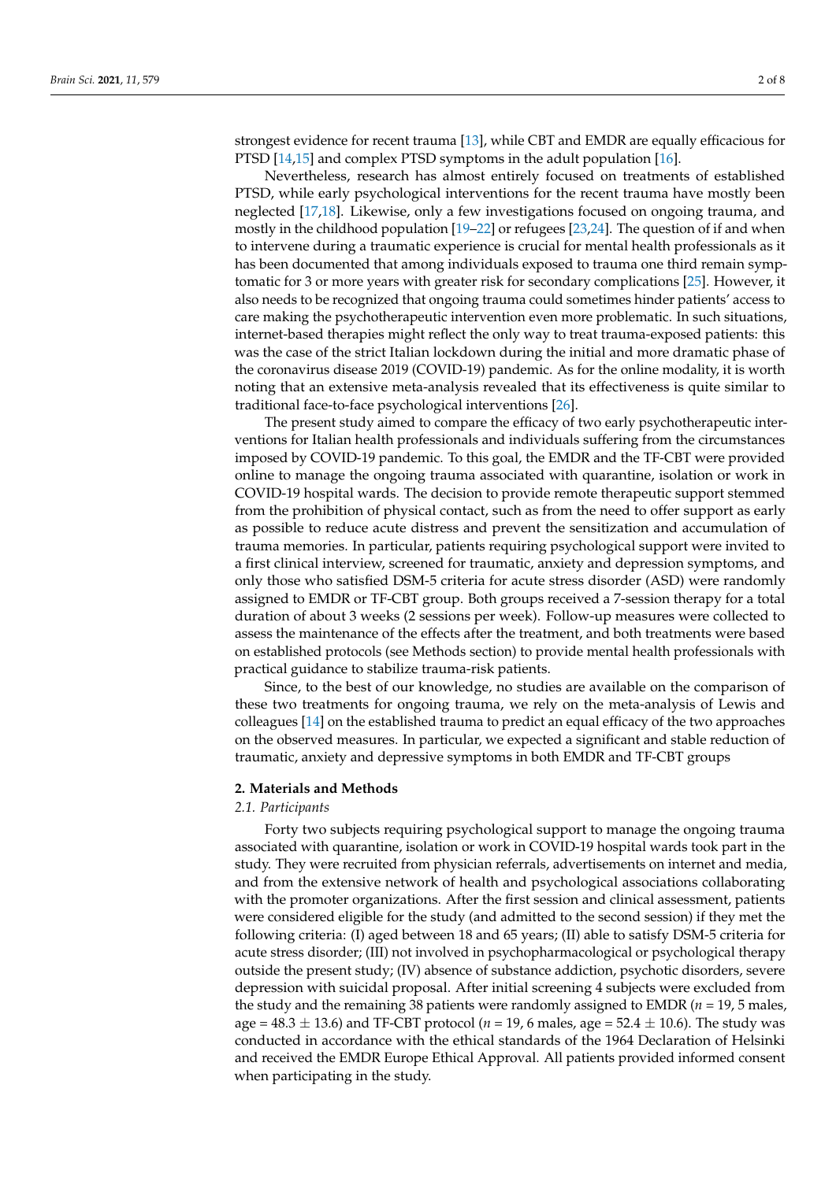strongest evidence for recent trauma [13], while CBT and EMDR are equally efficacious for PTSD [14,15] and complex PTSD symptoms in the adult population [16].

Nevertheless, research has almost entirely focused on treatments of established PTSD, while early psychological interventions for the recent trauma have mostly been neglected [17,18]. Likewise, only a few investigations focused on ongoing trauma, and mostly in the childhood population [19–22] or refugees [23,24]. The question of if and when to intervene during a traumatic experience is crucial for mental health professionals as it has been documented that among individuals exposed to trauma one third remain symptomatic for 3 or more years with greater risk for secondary complications [25]. However, it also needs to be recognized that ongoing trauma could sometimes hinder patients' access to care making the psychotherapeutic intervention even more problematic. In such situations, internet-based therapies might reflect the only way to treat trauma-exposed patients: this was the case of the strict Italian lockdown during the initial and more dramatic phase of the coronavirus disease 2019 (COVID-19) pandemic. As for the online modality, it is worth noting that an extensive meta-analysis revealed that its effectiveness is quite similar to traditional face-to-face psychological interventions [26].

The present study aimed to compare the efficacy of two early psychotherapeutic interventions for Italian health professionals and individuals suffering from the circumstances imposed by COVID-19 pandemic. To this goal, the EMDR and the TF-CBT were provided online to manage the ongoing trauma associated with quarantine, isolation or work in COVID-19 hospital wards. The decision to provide remote therapeutic support stemmed from the prohibition of physical contact, such as from the need to offer support as early as possible to reduce acute distress and prevent the sensitization and accumulation of trauma memories. In particular, patients requiring psychological support were invited to a first clinical interview, screened for traumatic, anxiety and depression symptoms, and only those who satisfied DSM-5 criteria for acute stress disorder (ASD) were randomly assigned to EMDR or TF-CBT group. Both groups received a 7-session therapy for a total duration of about 3 weeks (2 sessions per week). Follow-up measures were collected to assess the maintenance of the effects after the treatment, and both treatments were based on established protocols (see Methods section) to provide mental health professionals with practical guidance to stabilize trauma-risk patients.

Since, to the best of our knowledge, no studies are available on the comparison of these two treatments for ongoing trauma, we rely on the meta-analysis of Lewis and colleagues [14] on the established trauma to predict an equal efficacy of the two approaches on the observed measures. In particular, we expected a significant and stable reduction of traumatic, anxiety and depressive symptoms in both EMDR and TF-CBT groups

## 2. Materials and Methods

### 2.1. Participants

Forty two subjects requiring psychological support to manage the ongoing trauma associated with quarantine, isolation or work in COVID-19 hospital wards took part in the study. They were recruited from physician referrals, advertisements on internet and media, and from the extensive network of health and psychological associations collaborating with the promoter organizations. After the first session and clinical assessment, patients were considered eligible for the study (and admitted to the second session) if they met the following criteria: (I) aged between 18 and 65 years; (II) able to satisfy DSM-5 criteria for acute stress disorder; (III) not involved in psychopharmacological or psychological therapy outside the present study; (IV) absence of substance addiction, psychotic disorders, severe depression with suicidal proposal. After initial screening 4 subjects were excluded from the study and the remaining 38 patients were randomly assigned to EMDR ($n$ = 19, 5 males, age = 48.3 $\pm$ 13.6) and TF-CBT protocol ($n$ = 19, 6 males, age = 52.4 $\pm$ 10.6). The study was conducted in accordance with the ethical standards of the 1964 Declaration of Helsinki and received the EMDR Europe Ethical Approval. All patients provided informed consent when participating in the study.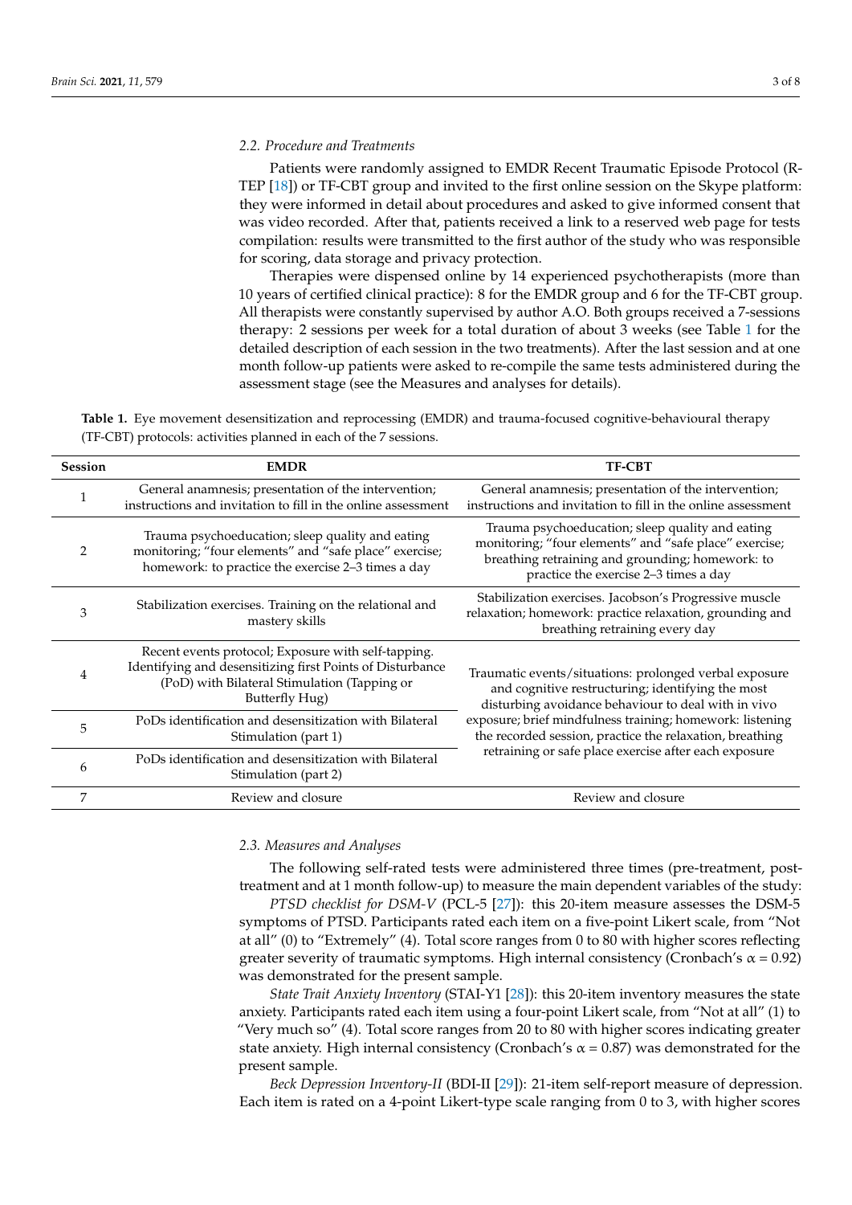### 2.2. Procedure and Treatments

Patients were randomly assigned to EMDR Recent Traumatic Episode Protocol (R-TEP [18]) or TF-CBT group and invited to the first online session on the Skype platform: they were informed in detail about procedures and asked to give informed consent that was video recorded. After that, patients received a link to a reserved web page for tests compilation: results were transmitted to the first author of the study who was responsible for scoring, data storage and privacy protection.

Therapies were dispensed online by 14 experienced psychotherapists (more than 10 years of certified clinical practice): 8 for the EMDR group and 6 for the TF-CBT group. All therapists were constantly supervised by author A.O. Both groups received a 7-sessions therapy: 2 sessions per week for a total duration of about 3 weeks (see Table 1 for the detailed description of each session in the two treatments). After the last session and at one month follow-up patients were asked to re-compile the same tests administered during the assessment stage (see the Measures and analyses for details).

**Table 1.** Eye movement desensitization and reprocessing (EMDR) and trauma-focused cognitive-behavioural therapy (TF-CBT) protocols: activities planned in each of the 7 sessions.

| Session | EMDR | TF-CBT |
|---|---|---|
| 1 | General anamnesis; presentation of the intervention; instructions and invitation to fill in the online assessment | General anamnesis; presentation of the intervention; instructions and invitation to fill in the online assessment |
| 2 | Trauma psychoeducation; sleep quality and eating monitoring; "four elements" and "safe place" exercise; homework: to practice the exercise 2–3 times a day | Trauma psychoeducation; sleep quality and eating monitoring; "four elements" and "safe place" exercise; breathing retraining and grounding; homework: to practice the exercise 2–3 times a day |
| 3 | Stabilization exercises. Training on the relational and mastery skills | Stabilization exercises. Jacobson's Progressive muscle relaxation; homework: practice relaxation, grounding and breathing retraining every day |
| 4 | Recent events protocol; Exposure with self-tapping. Identifying and desensitizing first Points of Disturbance (PoD) with Bilateral Stimulation (Tapping or Butterfly Hug) | Traumatic events/situations: prolonged verbal exposure and cognitive restructuring; identifying the most disturbing avoidance behaviour to deal with in vivo exposure; brief mindfulness training; homework: listening the recorded session, practice the relaxation, breathing retraining or safe place exercise after each exposure |
| 5 | PoDs identification and desensitization with Bilateral Stimulation (part 1) | |
| 6 | PoDs identification and desensitization with Bilateral Stimulation (part 2) | |
| 7 | Review and closure | Review and closure |

### 2.3. Measures and Analyses

The following self-rated tests were administered three times (pre-treatment, post-treatment and at 1 month follow-up) to measure the main dependent variables of the study:

*PTSD checklist for DSM-V* (PCL-5 [27]): this 20-item measure assesses the DSM-5 symptoms of PTSD. Participants rated each item on a five-point Likert scale, from "Not at all" (0) to "Extremely" (4). Total score ranges from 0 to 80 with higher scores reflecting greater severity of traumatic symptoms. High internal consistency (Cronbach's $\alpha = 0.92$) was demonstrated for the present sample.

*State Trait Anxiety Inventory* (STAI-Y1 [28]): this 20-item inventory measures the state anxiety. Participants rated each item using a four-point Likert scale, from "Not at all" (1) to "Very much so" (4). Total score ranges from 20 to 80 with higher scores indicating greater state anxiety. High internal consistency (Cronbach's $\alpha = 0.87$) was demonstrated for the present sample.

*Beck Depression Inventory-II* (BDI-II [29]): 21-item self-report measure of depression. Each item is rated on a 4-point Likert-type scale ranging from 0 to 3, with higher scores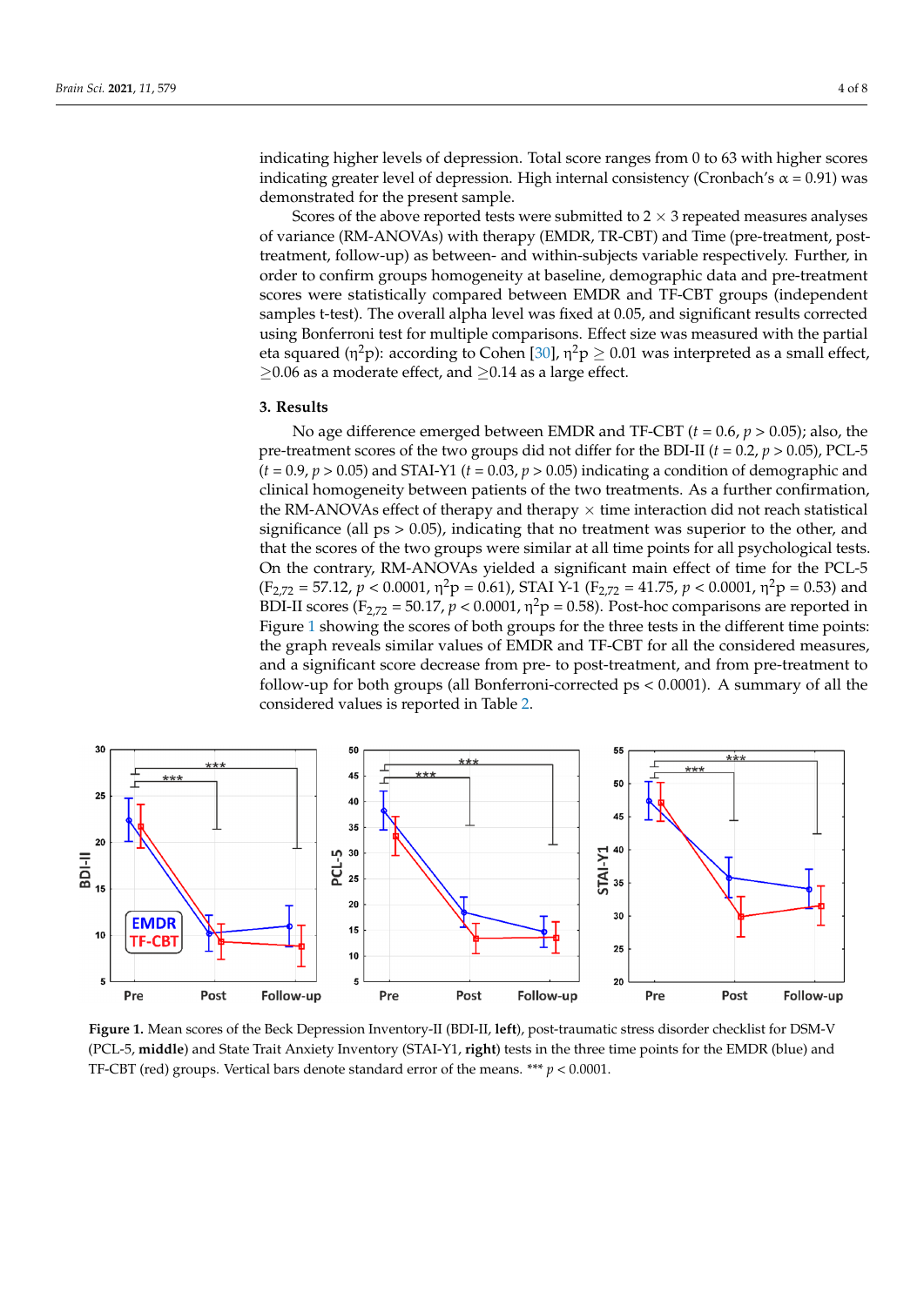indicating higher levels of depression. Total score ranges from 0 to 63 with higher scores indicating greater level of depression. High internal consistency (Cronbach's α = 0.91) was demonstrated for the present sample.

Scores of the above reported tests were submitted to 2 × 3 repeated measures analyses of variance (RM-ANOVAs) with therapy (EMDR, TR-CBT) and Time (pre-treatment, post-treatment, follow-up) as between- and within-subjects variable respectively. Further, in order to confirm groups homogeneity at baseline, demographic data and pre-treatment scores were statistically compared between EMDR and TF-CBT groups (independent samples t-test). The overall alpha level was fixed at 0.05, and significant results corrected using Bonferroni test for multiple comparisons. Effect size was measured with the partial eta squared ($\eta^2 p$): according to Cohen [30], $\eta^2 p \geq 0.01$ was interpreted as a small effect, $\geq 0.06$ as a moderate effect, and $\geq 0.14$ as a large effect.

## 3. Results

No age difference emerged between EMDR and TF-CBT ($t = 0.6$, $p > 0.05$); also, the pre-treatment scores of the two groups did not differ for the BDI-II ($t = 0.2$, $p > 0.05$), PCL-5 ($t = 0.9$, $p > 0.05$) and STAI-Y1 ($t = 0.03$, $p > 0.05$) indicating a condition of demographic and clinical homogeneity between patients of the two treatments. As a further confirmation, the RM-ANOVAs effect of therapy and therapy × time interaction did not reach statistical significance (all ps > 0.05), indicating that no treatment was superior to the other, and that the scores of the two groups were similar at all time points for all psychological tests. On the contrary, RM-ANOVAs yielded a significant main effect of time for the PCL-5 ($F_{2,72} = 57.12$, $p < 0.0001$, $\eta^2 p = 0.61$), STAI Y-1 ($F_{2,72} = 41.75$, $p < 0.0001$, $\eta^2 p = 0.53$) and BDI-II scores ($F_{2,72} = 50.17$, $p < 0.0001$, $\eta^2 p = 0.58$). Post-hoc comparisons are reported in Figure 1 showing the scores of both groups for the three tests in the different time points: the graph reveals similar values of EMDR and TF-CBT for all the considered measures, and a significant score decrease from pre- to post-treatment, and from pre-treatment to follow-up for both groups (all Bonferroni-corrected ps < 0.0001). A summary of all the considered values is reported in Table 2.

**Figure 1.** Mean scores of the Beck Depression Inventory-II (BDI-II, **left**), post-traumatic stress disorder checklist for DSM-V (PCL-5, **middle**) and State Trait Anxiety Inventory (STAI-Y1, **right**) tests in the three time points for the EMDR (blue) and TF-CBT (red) groups. Vertical bars denote standard error of the means. *** $p < 0.0001$.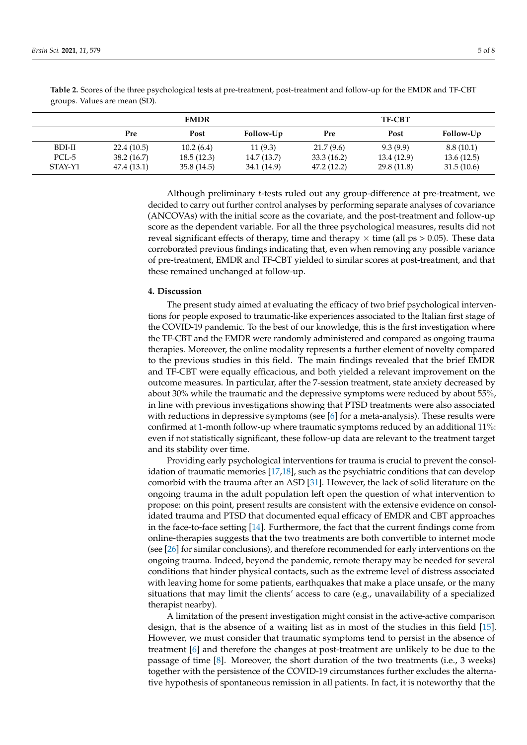**Table 2.** Scores of the three psychological tests at pre-treatment, post-treatment and follow-up for the EMDR and TF-CBT groups. Values are mean (SD).

| | EMDR | | | TF-CBT | | |
|---|---|---|---|---|---|---|
| | **Pre** | **Post** | **Follow-Up** | **Pre** | **Post** | **Follow-Up** |
| BDI-II | 22.4 (10.5) | 10.2 (6.4) | 11 (9.3) | 21.7 (9.6) | 9.3 (9.9) | 8.8 (10.1) |
| PCL-5 | 38.2 (16.7) | 18.5 (12.3) | 14.7 (13.7) | 33.3 (16.2) | 13.4 (12.9) | 13.6 (12.5) |
| STAY-Y1 | 47.4 (13.1) | 35.8 (14.5) | 34.1 (14.9) | 47.2 (12.2) | 29.8 (11.8) | 31.5 (10.6) |

Although preliminary *t*-tests ruled out any group-difference at pre-treatment, we decided to carry out further control analyses by performing separate analyses of covariance (ANCOVAs) with the initial score as the covariate, and the post-treatment and follow-up score as the dependent variable. For all the three psychological measures, results did not reveal significant effects of therapy, time and therapy × time (all ps > 0.05). These data corroborated previous findings indicating that, even when removing any possible variance of pre-treatment, EMDR and TF-CBT yielded to similar scores at post-treatment, and that these remained unchanged at follow-up.

## 4. Discussion

The present study aimed at evaluating the efficacy of two brief psychological interventions for people exposed to traumatic-like experiences associated to the Italian first stage of the COVID-19 pandemic. To the best of our knowledge, this is the first investigation where the TF-CBT and the EMDR were randomly administered and compared as ongoing trauma therapies. Moreover, the online modality represents a further element of novelty compared to the previous studies in this field. The main findings revealed that the brief EMDR and TF-CBT were equally efficacious, and both yielded a relevant improvement on the outcome measures. In particular, after the 7-session treatment, state anxiety decreased by about 30% while the traumatic and the depressive symptoms were reduced by about 55%, in line with previous investigations showing that PTSD treatments were also associated with reductions in depressive symptoms (see [6] for a meta-analysis). These results were confirmed at 1-month follow-up where traumatic symptoms reduced by an additional 11%: even if not statistically significant, these follow-up data are relevant to the treatment target and its stability over time.

Providing early psychological interventions for trauma is crucial to prevent the consolidation of traumatic memories [17,18], such as the psychiatric conditions that can develop comorbid with the trauma after an ASD [31]. However, the lack of solid literature on the ongoing trauma in the adult population left open the question of what intervention to propose: on this point, present results are consistent with the extensive evidence on consolidated trauma and PTSD that documented equal efficacy of EMDR and CBT approaches in the face-to-face setting [14]. Furthermore, the fact that the current findings come from online-therapies suggests that the two treatments are both convertible to internet mode (see [26] for similar conclusions), and therefore recommended for early interventions on the ongoing trauma. Indeed, beyond the pandemic, remote therapy may be needed for several conditions that hinder physical contacts, such as the extreme level of distress associated with leaving home for some patients, earthquakes that make a place unsafe, or the many situations that may limit the clients' access to care (e.g., unavailability of a specialized therapist nearby).

A limitation of the present investigation might consist in the active-active comparison design, that is the absence of a waiting list as in most of the studies in this field [15]. However, we must consider that traumatic symptoms tend to persist in the absence of treatment [6] and therefore the changes at post-treatment are unlikely to be due to the passage of time [8]. Moreover, the short duration of the two treatments (i.e., 3 weeks) together with the persistence of the COVID-19 circumstances further excludes the alternative hypothesis of spontaneous remission in all patients. In fact, it is noteworthy that the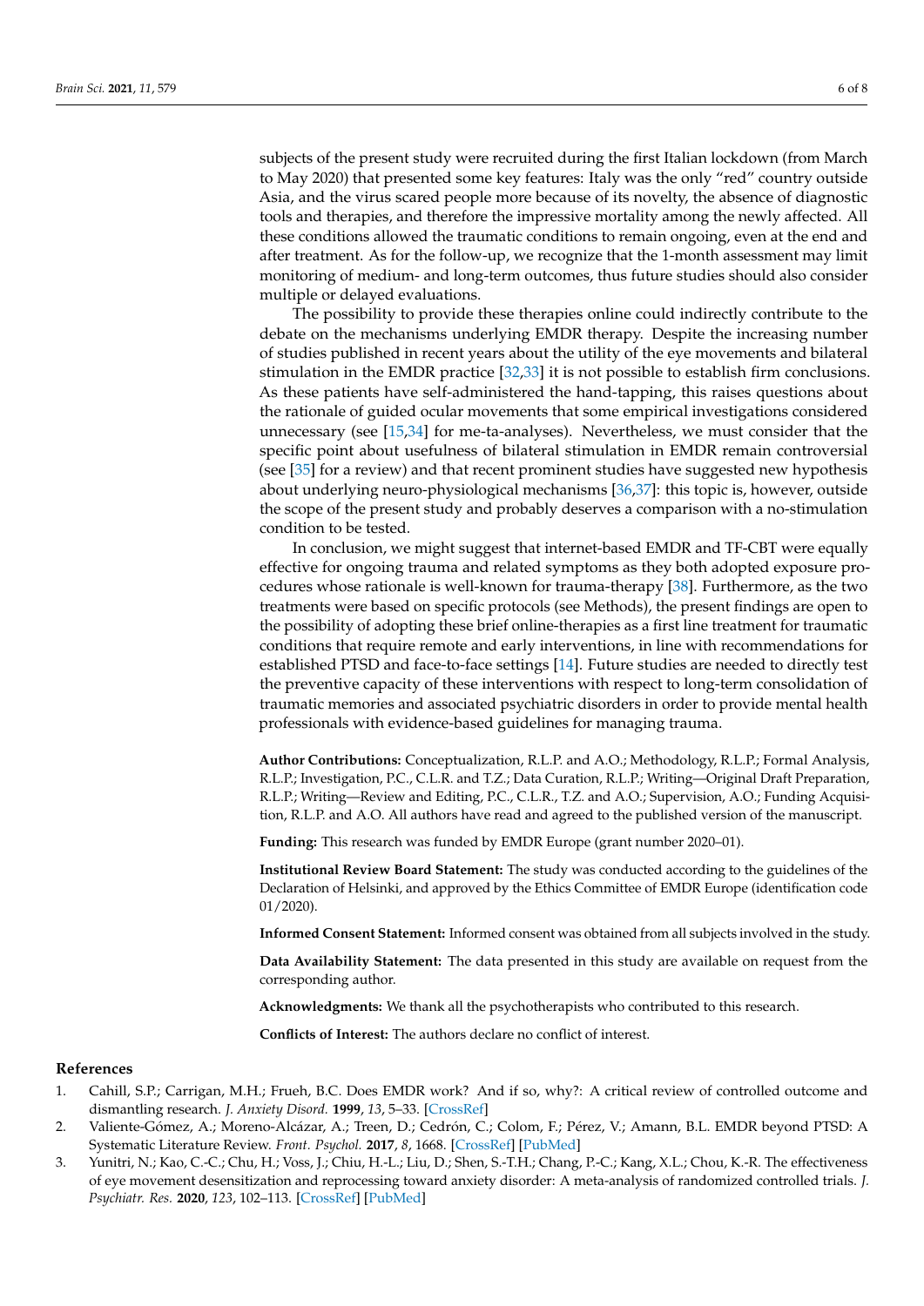subjects of the present study were recruited during the first Italian lockdown (from March to May 2020) that presented some key features: Italy was the only "red" country outside Asia, and the virus scared people more because of its novelty, the absence of diagnostic tools and therapies, and therefore the impressive mortality among the newly affected. All these conditions allowed the traumatic conditions to remain ongoing, even at the end and after treatment. As for the follow-up, we recognize that the 1-month assessment may limit monitoring of medium- and long-term outcomes, thus future studies should also consider multiple or delayed evaluations.

The possibility to provide these therapies online could indirectly contribute to the debate on the mechanisms underlying EMDR therapy. Despite the increasing number of studies published in recent years about the utility of the eye movements and bilateral stimulation in the EMDR practice [32,33] it is not possible to establish firm conclusions. As these patients have self-administered the hand-tapping, this raises questions about the rationale of guided ocular movements that some empirical investigations considered unnecessary (see [15,34] for me-ta-analyses). Nevertheless, we must consider that the specific point about usefulness of bilateral stimulation in EMDR remain controversial (see [35] for a review) and that recent prominent studies have suggested new hypothesis about underlying neuro-physiological mechanisms [36,37]: this topic is, however, outside the scope of the present study and probably deserves a comparison with a no-stimulation condition to be tested.

In conclusion, we might suggest that internet-based EMDR and TF-CBT were equally effective for ongoing trauma and related symptoms as they both adopted exposure procedures whose rationale is well-known for trauma-therapy [38]. Furthermore, as the two treatments were based on specific protocols (see Methods), the present findings are open to the possibility of adopting these brief online-therapies as a first line treatment for traumatic conditions that require remote and early interventions, in line with recommendations for established PTSD and face-to-face settings [14]. Future studies are needed to directly test the preventive capacity of these interventions with respect to long-term consolidation of traumatic memories and associated psychiatric disorders in order to provide mental health professionals with evidence-based guidelines for managing trauma.

**Author Contributions:** Conceptualization, R.L.P. and A.O.; Methodology, R.L.P.; Formal Analysis, R.L.P.; Investigation, P.C., C.L.R. and T.Z.; Data Curation, R.L.P.; Writing—Original Draft Preparation, R.L.P.; Writing—Review and Editing, P.C., C.L.R., T.Z. and A.O.; Supervision, A.O.; Funding Acquisition, R.L.P. and A.O. All authors have read and agreed to the published version of the manuscript.

**Funding:** This research was funded by EMDR Europe (grant number 2020–01).

**Institutional Review Board Statement:** The study was conducted according to the guidelines of the Declaration of Helsinki, and approved by the Ethics Committee of EMDR Europe (identification code 01/2020).

**Informed Consent Statement:** Informed consent was obtained from all subjects involved in the study.

**Data Availability Statement:** The data presented in this study are available on request from the corresponding author.

**Acknowledgments:** We thank all the psychotherapists who contributed to this research.

**Conflicts of Interest:** The authors declare no conflict of interest.

## References

1. Cahill, S.P.; Carrigan, M.H.; Frueh, B.C. Does EMDR work? And if so, why?: A critical review of controlled outcome and dismantling research. *J. Anxiety Disord.* **1999**, *13*, 5–33. [CrossRef]
2. Valiente-Gómez, A.; Moreno-Alcázar, A.; Treen, D.; Cedrón, C.; Colom, F.; Pérez, V.; Amann, B.L. EMDR beyond PTSD: A Systematic Literature Review. *Front. Psychol.* **2017**, *8*, 1668. [CrossRef] [PubMed]
3. Yunitri, N.; Kao, C.-C.; Chu, H.; Voss, J.; Chiu, H.-L.; Liu, D.; Shen, S.-T.H.; Chang, P.-C.; Kang, X.L.; Chou, K.-R. The effectiveness of eye movement desensitization and reprocessing toward anxiety disorder: A meta-analysis of randomized controlled trials. *J. Psychiatr. Res.* **2020**, *123*, 102–113. [CrossRef] [PubMed]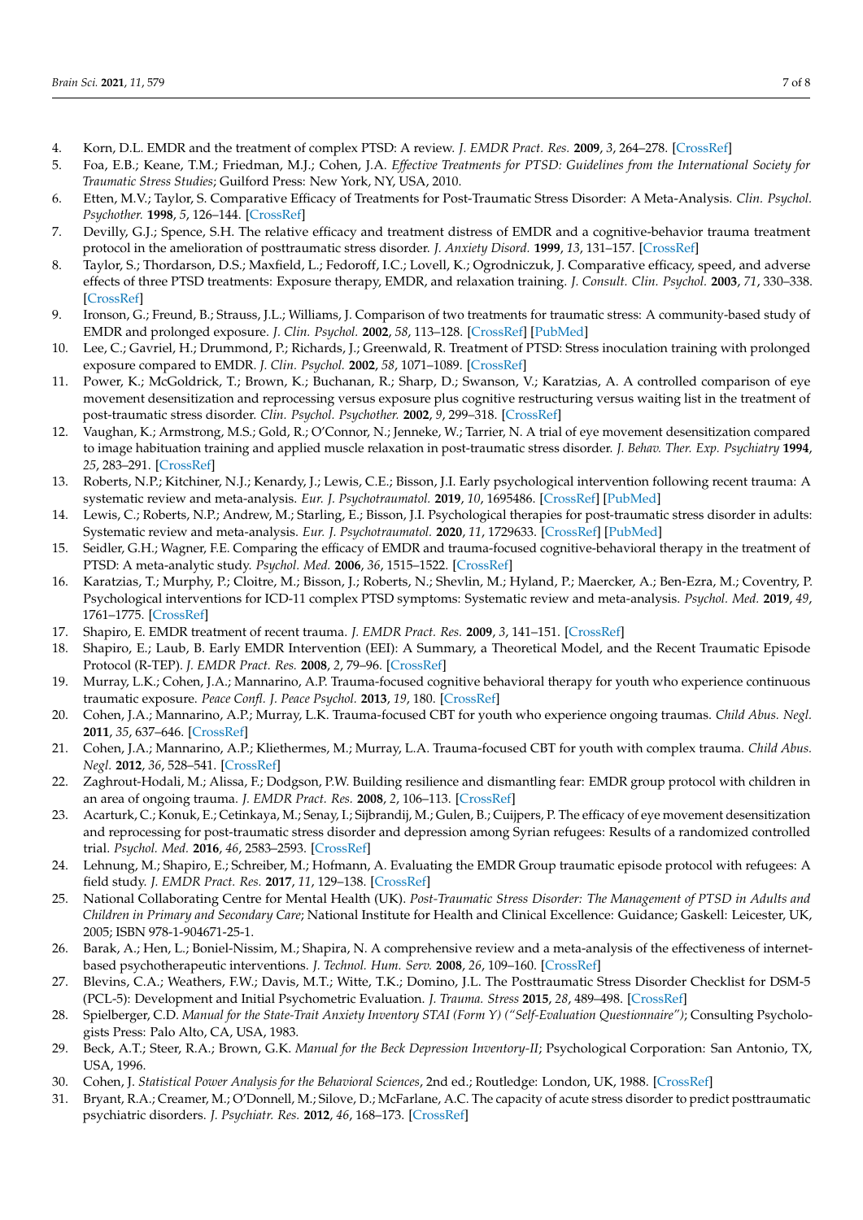4. Korn, D.L. EMDR and the treatment of complex PTSD: A review. *J. EMDR Pract. Res.* **2009**, *3*, 264–278. [CrossRef]
5. Foa, E.B.; Keane, T.M.; Friedman, M.J.; Cohen, J.A. *Effective Treatments for PTSD: Guidelines from the International Society for Traumatic Stress Studies*; Guilford Press: New York, NY, USA, 2010.
6. Etten, M.V.; Taylor, S. Comparative Efficacy of Treatments for Post-Traumatic Stress Disorder: A Meta-Analysis. *Clin. Psychol. Psychother.* **1998**, *5*, 126–144. [CrossRef]
7. Devilly, G.J.; Spence, S.H. The relative efficacy and treatment distress of EMDR and a cognitive-behavior trauma treatment protocol in the amelioration of posttraumatic stress disorder. *J. Anxiety Disord.* **1999**, *13*, 131–157. [CrossRef]
8. Taylor, S.; Thordarson, D.S.; Maxfield, L.; Fedoroff, I.C.; Lovell, K.; Ogrodniczuk, J. Comparative efficacy, speed, and adverse effects of three PTSD treatments: Exposure therapy, EMDR, and relaxation training. *J. Consult. Clin. Psychol.* **2003**, *71*, 330–338. [CrossRef]
9. Ironson, G.; Freund, B.; Strauss, J.L.; Williams, J. Comparison of two treatments for traumatic stress: A community-based study of EMDR and prolonged exposure. *J. Clin. Psychol.* **2002**, *58*, 113–128. [CrossRef] [PubMed]
10. Lee, C.; Gavriel, H.; Drummond, P.; Richards, J.; Greenwald, R. Treatment of PTSD: Stress inoculation training with prolonged exposure compared to EMDR. *J. Clin. Psychol.* **2002**, *58*, 1071–1089. [CrossRef]
11. Power, K.; McGoldrick, T.; Brown, K.; Buchanan, R.; Sharp, D.; Swanson, V.; Karatzias, A. A controlled comparison of eye movement desensitization and reprocessing versus exposure plus cognitive restructuring versus waiting list in the treatment of post-traumatic stress disorder. *Clin. Psychol. Psychother.* **2002**, *9*, 299–318. [CrossRef]
12. Vaughan, K.; Armstrong, M.S.; Gold, R.; O'Connor, N.; Jenneke, W.; Tarrier, N. A trial of eye movement desensitization compared to image habituation training and applied muscle relaxation in post-traumatic stress disorder. *J. Behav. Ther. Exp. Psychiatry* **1994**, *25*, 283–291. [CrossRef]
13. Roberts, N.P.; Kitchiner, N.J.; Kenardy, J.; Lewis, C.E.; Bisson, J.I. Early psychological intervention following recent trauma: A systematic review and meta-analysis. *Eur. J. Psychotraumatol.* **2019**, *10*, 1695486. [CrossRef] [PubMed]
14. Lewis, C.; Roberts, N.P.; Andrew, M.; Starling, E.; Bisson, J.I. Psychological therapies for post-traumatic stress disorder in adults: Systematic review and meta-analysis. *Eur. J. Psychotraumatol.* **2020**, *11*, 1729633. [CrossRef] [PubMed]
15. Seidler, G.H.; Wagner, F.E. Comparing the efficacy of EMDR and trauma-focused cognitive-behavioral therapy in the treatment of PTSD: A meta-analytic study. *Psychol. Med.* **2006**, *36*, 1515–1522. [CrossRef]
16. Karatzias, T.; Murphy, P.; Cloitre, M.; Bisson, J.; Roberts, N.; Shevlin, M.; Hyland, P.; Maercker, A.; Ben-Ezra, M.; Coventry, P. Psychological interventions for ICD-11 complex PTSD symptoms: Systematic review and meta-analysis. *Psychol. Med.* **2019**, *49*, 1761–1775. [CrossRef]
17. Shapiro, E. EMDR treatment of recent trauma. *J. EMDR Pract. Res.* **2009**, *3*, 141–151. [CrossRef]
18. Shapiro, E.; Laub, B. Early EMDR Intervention (EEI): A Summary, a Theoretical Model, and the Recent Traumatic Episode Protocol (R-TEP). *J. EMDR Pract. Res.* **2008**, *2*, 79–96. [CrossRef]
19. Murray, L.K.; Cohen, J.A.; Mannarino, A.P. Trauma-focused cognitive behavioral therapy for youth who experience continuous traumatic exposure. *Peace Confl. J. Peace Psychol.* **2013**, *19*, 180. [CrossRef]
20. Cohen, J.A.; Mannarino, A.P.; Murray, L.K. Trauma-focused CBT for youth who experience ongoing traumas. *Child Abus. Negl.* **2011**, *35*, 637–646. [CrossRef]
21. Cohen, J.A.; Mannarino, A.P.; Kliethermes, M.; Murray, L.A. Trauma-focused CBT for youth with complex trauma. *Child Abus. Negl.* **2012**, *36*, 528–541. [CrossRef]
22. Zaghrout-Hodali, M.; Alissa, F.; Dodgson, P.W. Building resilience and dismantling fear: EMDR group protocol with children in an area of ongoing trauma. *J. EMDR Pract. Res.* **2008**, *2*, 106–113. [CrossRef]
23. Acarturk, C.; Konuk, E.; Cetinkaya, M.; Senay, I.; Sijbrandij, M.; Gulen, B.; Cuijpers, P. The efficacy of eye movement desensitization and reprocessing for post-traumatic stress disorder and depression among Syrian refugees: Results of a randomized controlled trial. *Psychol. Med.* **2016**, *46*, 2583–2593. [CrossRef]
24. Lehnung, M.; Shapiro, E.; Schreiber, M.; Hofmann, A. Evaluating the EMDR Group traumatic episode protocol with refugees: A field study. *J. EMDR Pract. Res.* **2017**, *11*, 129–138. [CrossRef]
25. National Collaborating Centre for Mental Health (UK). *Post-Traumatic Stress Disorder: The Management of PTSD in Adults and Children in Primary and Secondary Care*; National Institute for Health and Clinical Excellence: Guidance; Gaskell: Leicester, UK, 2005; ISBN 978-1-904671-25-1.
26. Barak, A.; Hen, L.; Boniel-Nissim, M.; Shapira, N. A comprehensive review and a meta-analysis of the effectiveness of internet-based psychotherapeutic interventions. *J. Technol. Hum. Serv.* **2008**, *26*, 109–160. [CrossRef]
27. Blevins, C.A.; Weathers, F.W.; Davis, M.T.; Witte, T.K.; Domino, J.L. The Posttraumatic Stress Disorder Checklist for DSM-5 (PCL-5): Development and Initial Psychometric Evaluation. *J. Trauma. Stress* **2015**, *28*, 489–498. [CrossRef]
28. Spielberger, C.D. *Manual for the State-Trait Anxiety Inventory STAI (Form Y) ("Self-Evaluation Questionnaire")*; Consulting Psychologists Press: Palo Alto, CA, USA, 1983.
29. Beck, A.T.; Steer, R.A.; Brown, G.K. *Manual for the Beck Depression Inventory-II*; Psychological Corporation: San Antonio, TX, USA, 1996.
30. Cohen, J. *Statistical Power Analysis for the Behavioral Sciences*, 2nd ed.; Routledge: London, UK, 1988. [CrossRef]
31. Bryant, R.A.; Creamer, M.; O'Donnell, M.; Silove, D.; McFarlane, A.C. The capacity of acute stress disorder to predict posttraumatic psychiatric disorders. *J. Psychiatr. Res.* **2012**, *46*, 168–173. [CrossRef]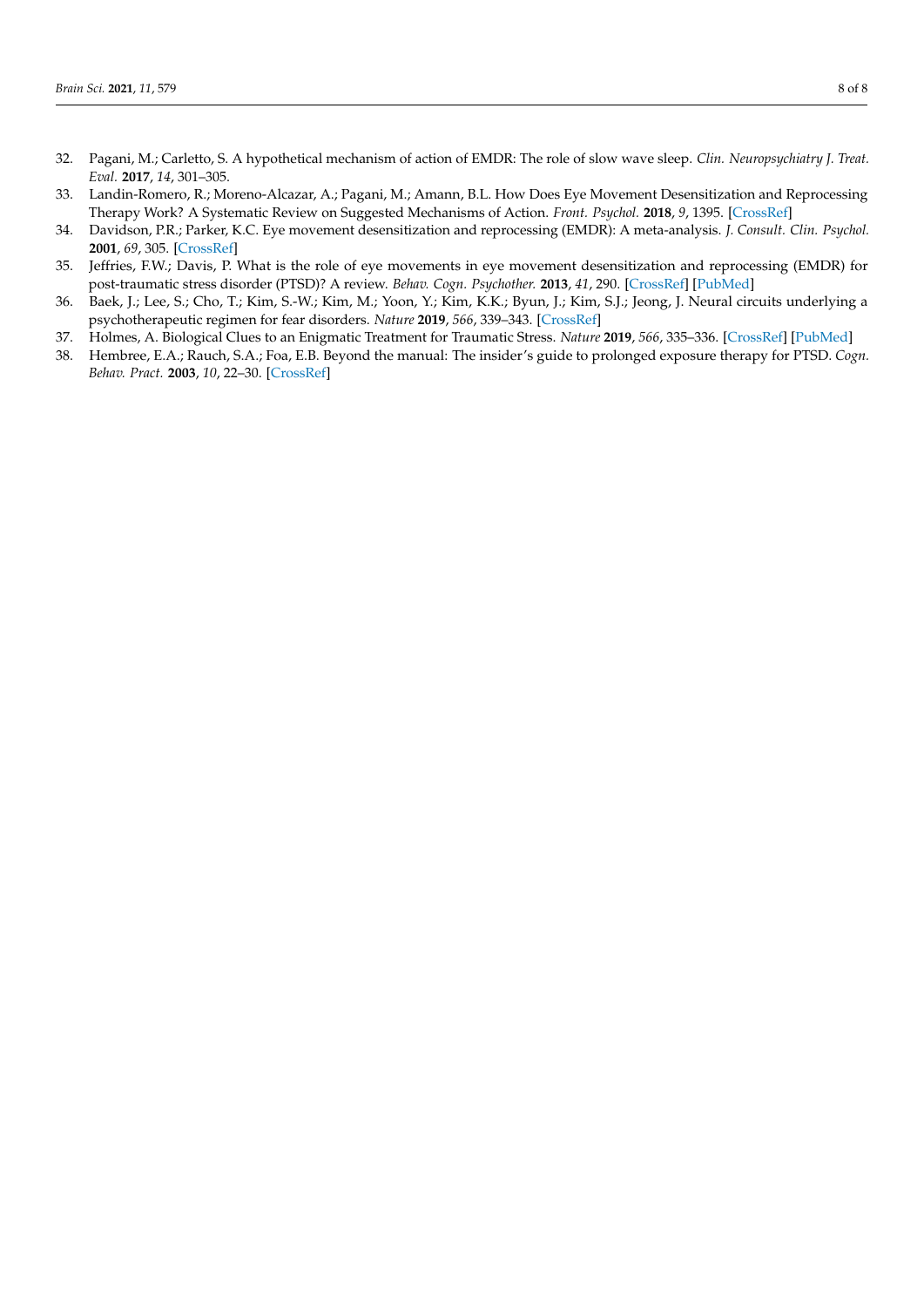32. Pagani, M.; Carletto, S. A hypothetical mechanism of action of EMDR: The role of slow wave sleep. *Clin. Neuropsychiatry J. Treat. Eval.* **2017**, *14*, 301–305.
33. Landin-Romero, R.; Moreno-Alcazar, A.; Pagani, M.; Amann, B.L. How Does Eye Movement Desensitization and Reprocessing Therapy Work? A Systematic Review on Suggested Mechanisms of Action. *Front. Psychol.* **2018**, *9*, 1395. [CrossRef]
34. Davidson, P.R.; Parker, K.C. Eye movement desensitization and reprocessing (EMDR): A meta-analysis. *J. Consult. Clin. Psychol.* **2001**, *69*, 305. [CrossRef]
35. Jeffries, F.W.; Davis, P. What is the role of eye movements in eye movement desensitization and reprocessing (EMDR) for post-traumatic stress disorder (PTSD)? A review. *Behav. Cogn. Psychother.* **2013**, *41*, 290. [CrossRef] [PubMed]
36. Baek, J.; Lee, S.; Cho, T.; Kim, S.-W.; Kim, M.; Yoon, Y.; Kim, K.K.; Byun, J.; Kim, S.J.; Jeong, J. Neural circuits underlying a psychotherapeutic regimen for fear disorders. *Nature* **2019**, *566*, 339–343. [CrossRef]
37. Holmes, A. Biological Clues to an Enigmatic Treatment for Traumatic Stress. *Nature* **2019**, *566*, 335–336. [CrossRef] [PubMed]
38. Hembree, E.A.; Rauch, S.A.; Foa, E.B. Beyond the manual: The insider's guide to prolonged exposure therapy for PTSD. *Cogn. Behav. Pract.* **2003**, *10*, 22–30. [CrossRef]